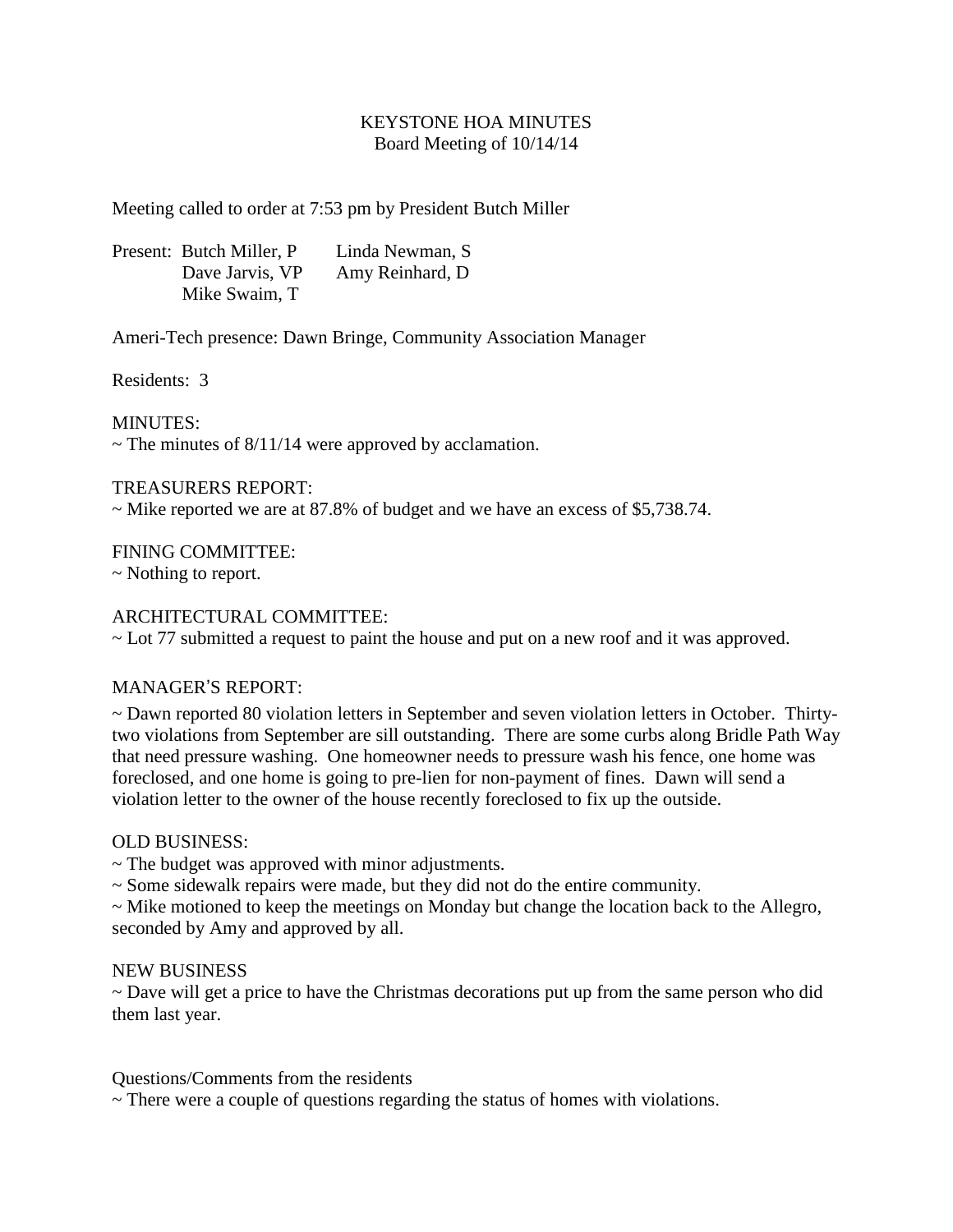# KEYSTONE HOA MINUTES

Board Meeting of 10/14/14

Meeting called to order at 7:53 pm by President Butch Miller

Present: Butch Miller, P      Linda Newman, S
Dave Jarvis, VP      Amy Reinhard, D
Mike Swaim, T

Ameri-Tech presence: Dawn Bringe, Community Association Manager

Residents: 3

MINUTES:

~ The minutes of 8/11/14 were approved by acclamation.

TREASURERS REPORT:

~ Mike reported we are at 87.8% of budget and we have an excess of $5,738.74.

FINING COMMITTEE:

~ Nothing to report.

ARCHITECTURAL COMMITTEE:

~ Lot 77 submitted a request to paint the house and put on a new roof and it was approved.

MANAGER'S REPORT:

~ Dawn reported 80 violation letters in September and seven violation letters in October. Thirty-two violations from September are sill outstanding. There are some curbs along Bridle Path Way that need pressure washing. One homeowner needs to pressure wash his fence, one home was foreclosed, and one home is going to pre-lien for non-payment of fines. Dawn will send a violation letter to the owner of the house recently foreclosed to fix up the outside.

OLD BUSINESS:

~ The budget was approved with minor adjustments.

~ Some sidewalk repairs were made, but they did not do the entire community.

~ Mike motioned to keep the meetings on Monday but change the location back to the Allegro, seconded by Amy and approved by all.

NEW BUSINESS

~ Dave will get a price to have the Christmas decorations put up from the same person who did them last year.

Questions/Comments from the residents

~ There were a couple of questions regarding the status of homes with violations.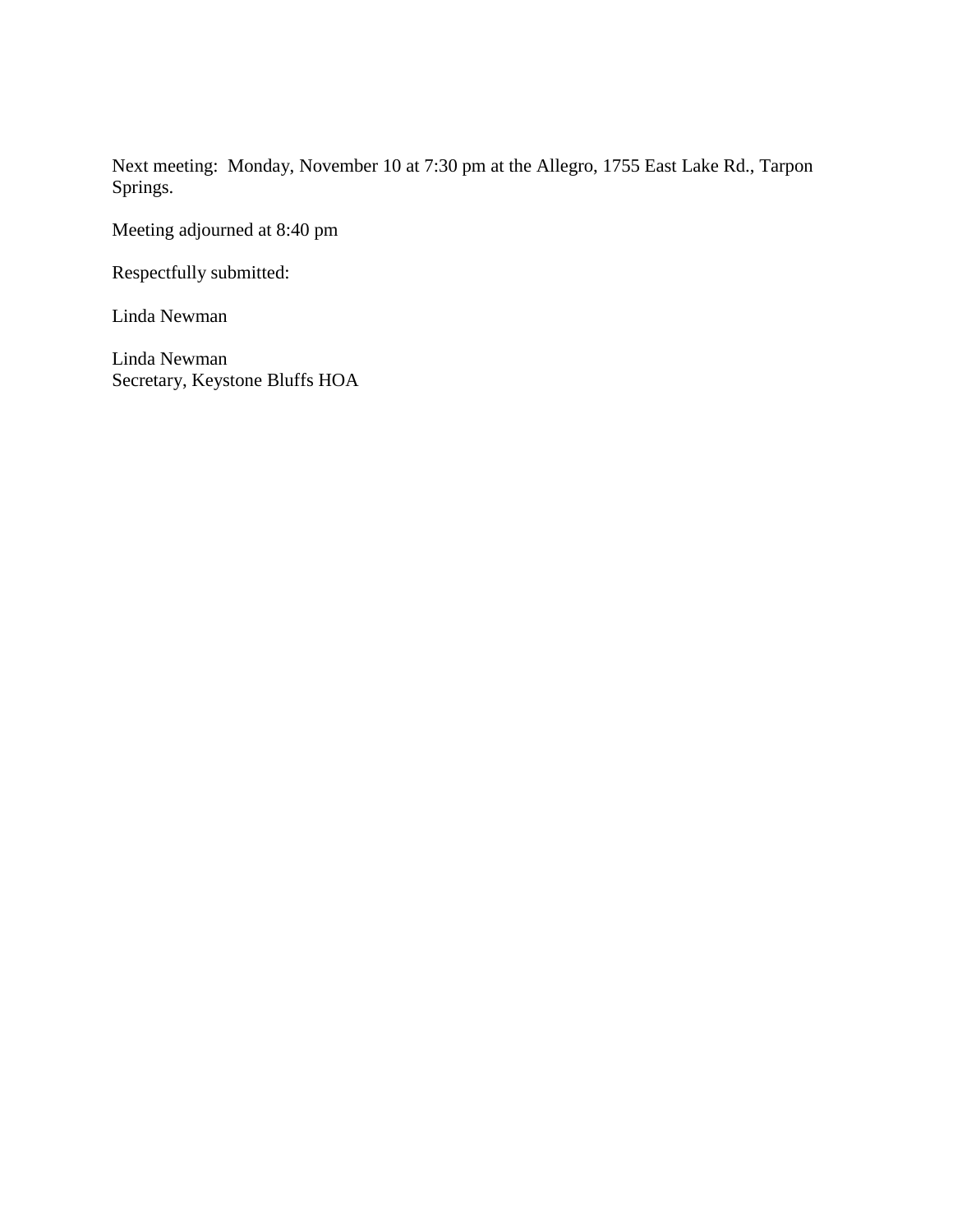Next meeting: Monday, November 10 at 7:30 pm at the Allegro, 1755 East Lake Rd., Tarpon Springs.

Meeting adjourned at 8:40 pm

Respectfully submitted:

Linda Newman

Linda Newman
Secretary, Keystone Bluffs HOA